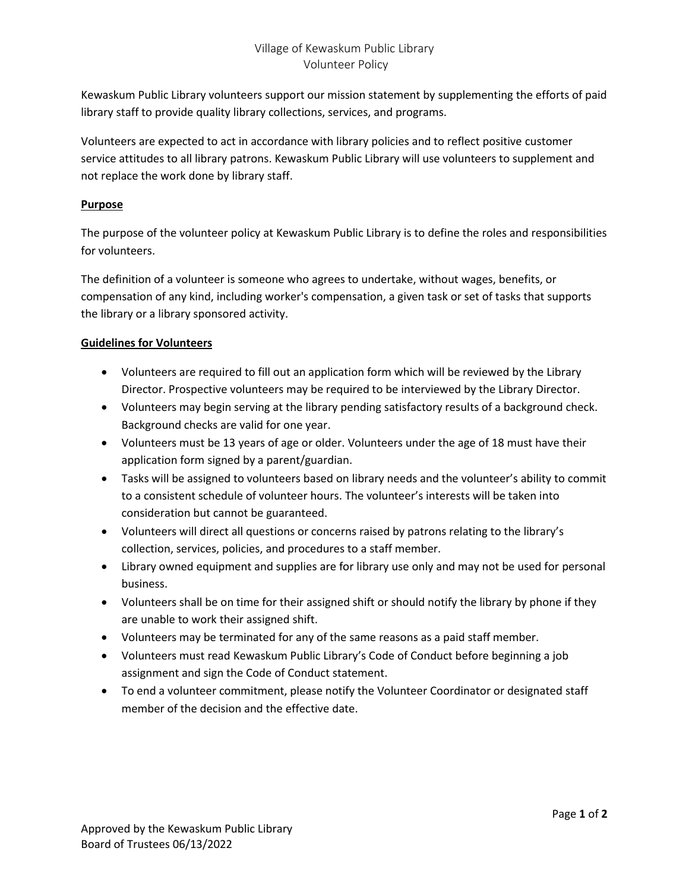# Village of Kewaskum Public Library
## Volunteer Policy

Kewaskum Public Library volunteers support our mission statement by supplementing the efforts of paid library staff to provide quality library collections, services, and programs.

Volunteers are expected to act in accordance with library policies and to reflect positive customer service attitudes to all library patrons. Kewaskum Public Library will use volunteers to supplement and not replace the work done by library staff.

### Purpose

The purpose of the volunteer policy at Kewaskum Public Library is to define the roles and responsibilities for volunteers.

The definition of a volunteer is someone who agrees to undertake, without wages, benefits, or compensation of any kind, including worker's compensation, a given task or set of tasks that supports the library or a library sponsored activity.

### Guidelines for Volunteers

- Volunteers are required to fill out an application form which will be reviewed by the Library Director. Prospective volunteers may be required to be interviewed by the Library Director.
- Volunteers may begin serving at the library pending satisfactory results of a background check. Background checks are valid for one year.
- Volunteers must be 13 years of age or older. Volunteers under the age of 18 must have their application form signed by a parent/guardian.
- Tasks will be assigned to volunteers based on library needs and the volunteer's ability to commit to a consistent schedule of volunteer hours. The volunteer's interests will be taken into consideration but cannot be guaranteed.
- Volunteers will direct all questions or concerns raised by patrons relating to the library's collection, services, policies, and procedures to a staff member.
- Library owned equipment and supplies are for library use only and may not be used for personal business.
- Volunteers shall be on time for their assigned shift or should notify the library by phone if they are unable to work their assigned shift.
- Volunteers may be terminated for any of the same reasons as a paid staff member.
- Volunteers must read Kewaskum Public Library's Code of Conduct before beginning a job assignment and sign the Code of Conduct statement.
- To end a volunteer commitment, please notify the Volunteer Coordinator or designated staff member of the decision and the effective date.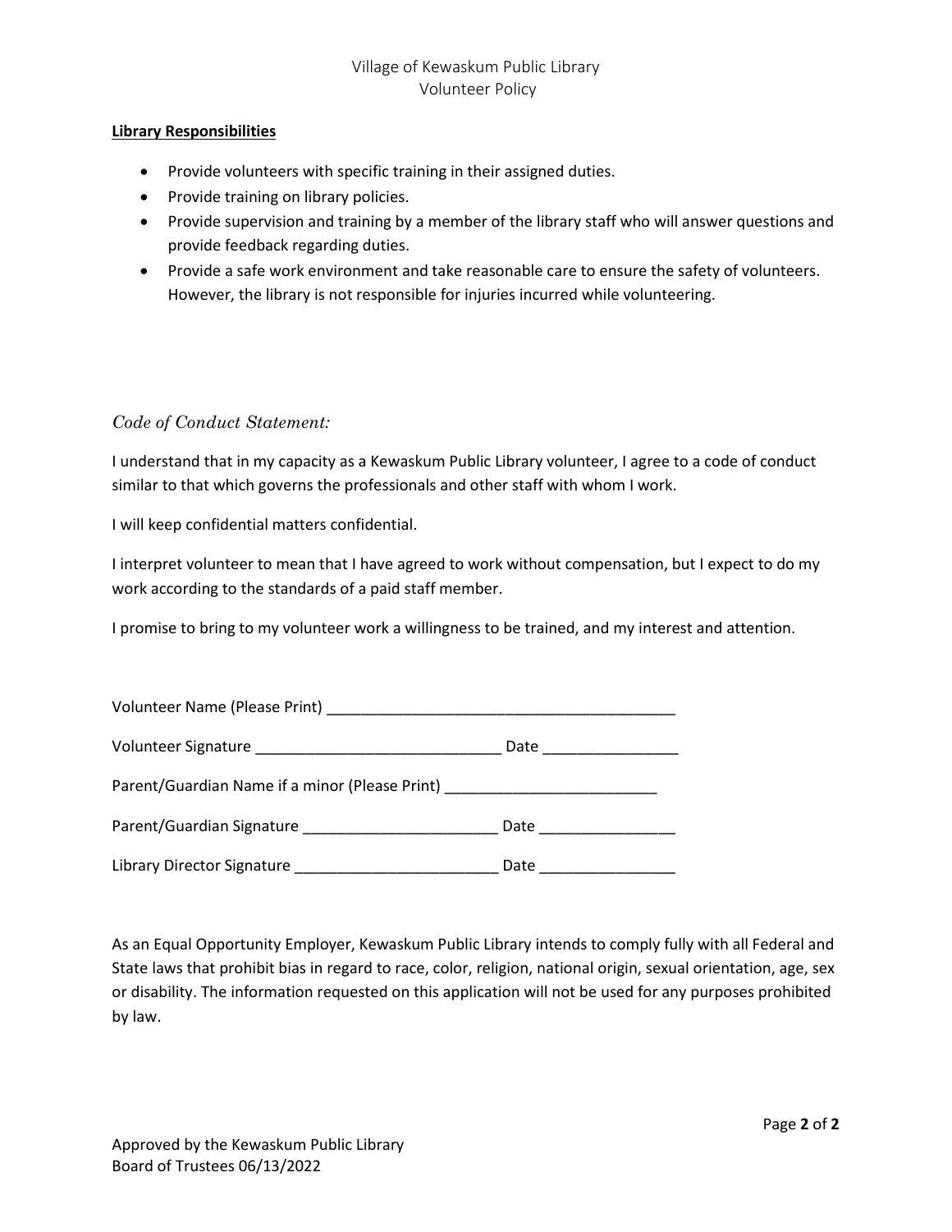Village of Kewaskum Public Library
Volunteer Policy

**Library Responsibilities**

- Provide volunteers with specific training in their assigned duties.
- Provide training on library policies.
- Provide supervision and training by a member of the library staff who will answer questions and provide feedback regarding duties.
- Provide a safe work environment and take reasonable care to ensure the safety of volunteers. However, the library is not responsible for injuries incurred while volunteering.

*Code of Conduct Statement:*

I understand that in my capacity as a Kewaskum Public Library volunteer, I agree to a code of conduct similar to that which governs the professionals and other staff with whom I work.

I will keep confidential matters confidential.

I interpret volunteer to mean that I have agreed to work without compensation, but I expect to do my work according to the standards of a paid staff member.

I promise to bring to my volunteer work a willingness to be trained, and my interest and attention.

Volunteer Name (Please Print) ___________________________________________

Volunteer Signature ______________________________ Date ________________

Parent/Guardian Name if a minor (Please Print) _________________________

Parent/Guardian Signature _______________________ Date ________________

Library Director Signature ________________________ Date ________________

As an Equal Opportunity Employer, Kewaskum Public Library intends to comply fully with all Federal and State laws that prohibit bias in regard to race, color, religion, national origin, sexual orientation, age, sex or disability. The information requested on this application will not be used for any purposes prohibited by law.

Approved by the Kewaskum Public Library
Board of Trustees 06/13/2022